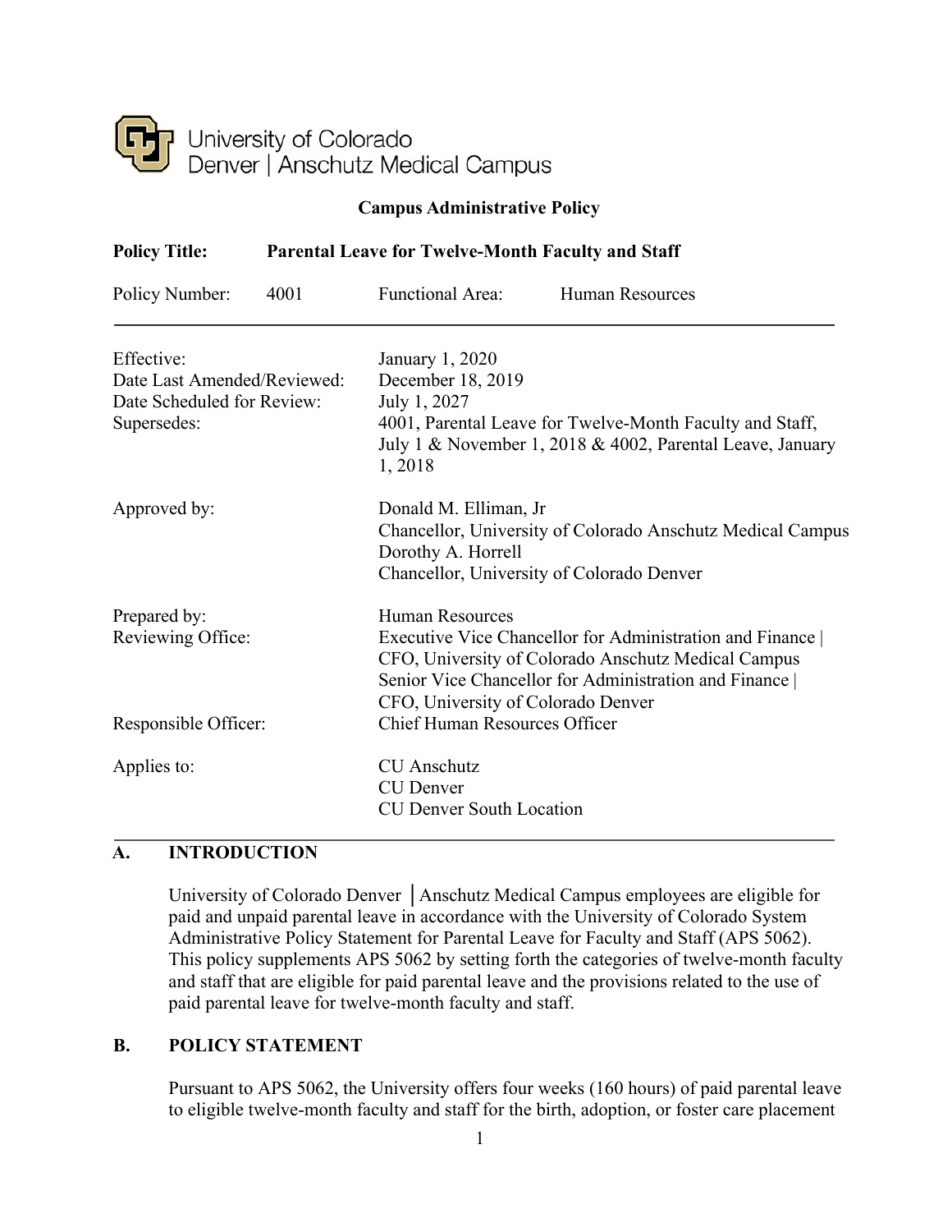University of Colorado
Denver | Anschutz Medical Campus

**Campus Administrative Policy**

**Policy Title: Parental Leave for Twelve-Month Faculty and Staff**

Policy Number: 4001 Functional Area: Human Resources

| | |
|---|---|
| Effective: | January 1, 2020 |
| Date Last Amended/Reviewed: | December 18, 2019 |
| Date Scheduled for Review: | July 1, 2027 |
| Supersedes: | 4001, Parental Leave for Twelve-Month Faculty and Staff, July 1 & November 1, 2018 & 4002, Parental Leave, January 1, 2018 |
| Approved by: | Donald M. Elliman, Jr<br>Chancellor, University of Colorado Anschutz Medical Campus<br>Dorothy A. Horrell<br>Chancellor, University of Colorado Denver |
| Prepared by: | Human Resources |
| Reviewing Office: | Executive Vice Chancellor for Administration and Finance \| CFO, University of Colorado Anschutz Medical Campus<br>Senior Vice Chancellor for Administration and Finance \| CFO, University of Colorado Denver |
| Responsible Officer: | Chief Human Resources Officer |
| Applies to: | CU Anschutz<br>CU Denver<br>CU Denver South Location |

## A. INTRODUCTION

University of Colorado Denver │Anschutz Medical Campus employees are eligible for paid and unpaid parental leave in accordance with the University of Colorado System Administrative Policy Statement for Parental Leave for Faculty and Staff (APS 5062). This policy supplements APS 5062 by setting forth the categories of twelve-month faculty and staff that are eligible for paid parental leave and the provisions related to the use of paid parental leave for twelve-month faculty and staff.

## B. POLICY STATEMENT

Pursuant to APS 5062, the University offers four weeks (160 hours) of paid parental leave to eligible twelve-month faculty and staff for the birth, adoption, or foster care placement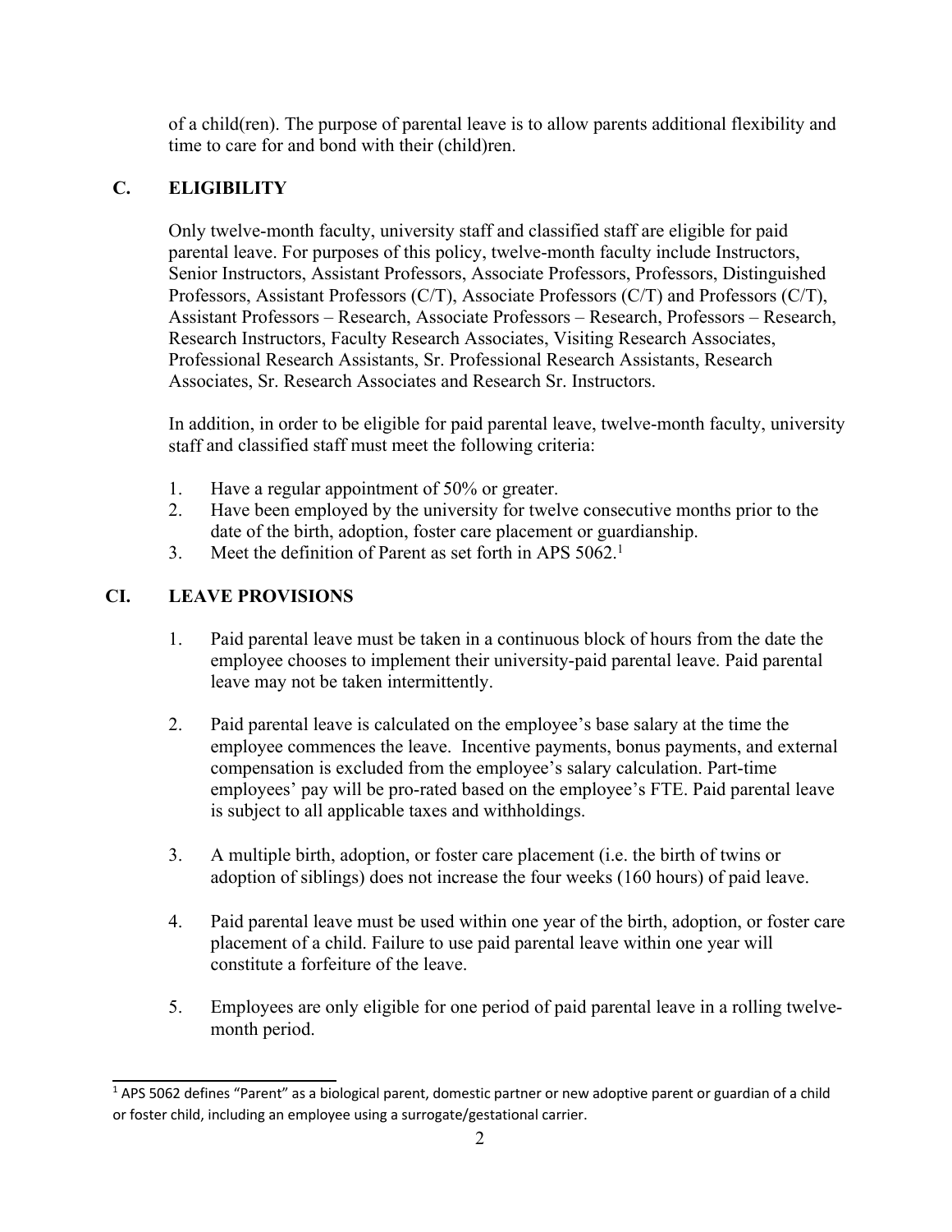of a child(ren). The purpose of parental leave is to allow parents additional flexibility and time to care for and bond with their (child)ren.

## C. ELIGIBILITY

Only twelve-month faculty, university staff and classified staff are eligible for paid parental leave. For purposes of this policy, twelve-month faculty include Instructors, Senior Instructors, Assistant Professors, Associate Professors, Professors, Distinguished Professors, Assistant Professors (C/T), Associate Professors (C/T) and Professors (C/T), Assistant Professors – Research, Associate Professors – Research, Professors – Research, Research Instructors, Faculty Research Associates, Visiting Research Associates, Professional Research Assistants, Sr. Professional Research Assistants, Research Associates, Sr. Research Associates and Research Sr. Instructors.

In addition, in order to be eligible for paid parental leave, twelve-month faculty, university staff and classified staff must meet the following criteria:

1. Have a regular appointment of 50% or greater.
2. Have been employed by the university for twelve consecutive months prior to the date of the birth, adoption, foster care placement or guardianship.
3. Meet the definition of Parent as set forth in APS 5062.[1]

## CI. LEAVE PROVISIONS

1. Paid parental leave must be taken in a continuous block of hours from the date the employee chooses to implement their university-paid parental leave. Paid parental leave may not be taken intermittently.

2. Paid parental leave is calculated on the employee's base salary at the time the employee commences the leave. Incentive payments, bonus payments, and external compensation is excluded from the employee's salary calculation. Part-time employees' pay will be pro-rated based on the employee's FTE. Paid parental leave is subject to all applicable taxes and withholdings.

3. A multiple birth, adoption, or foster care placement (i.e. the birth of twins or adoption of siblings) does not increase the four weeks (160 hours) of paid leave.

4. Paid parental leave must be used within one year of the birth, adoption, or foster care placement of a child. Failure to use paid parental leave within one year will constitute a forfeiture of the leave.

5. Employees are only eligible for one period of paid parental leave in a rolling twelve-month period.

---

[1] APS 5062 defines "Parent" as a biological parent, domestic partner or new adoptive parent or guardian of a child or foster child, including an employee using a surrogate/gestational carrier.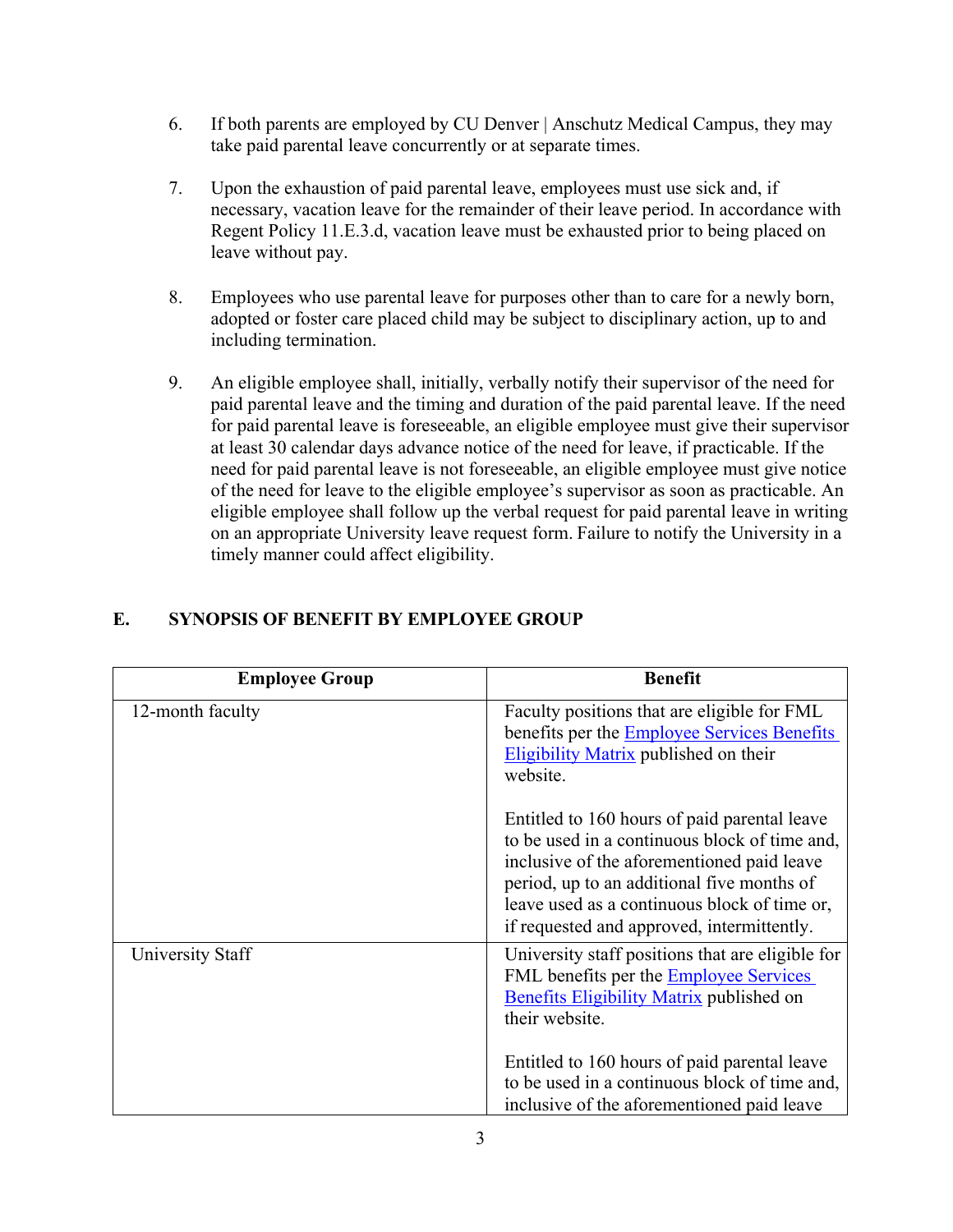6. If both parents are employed by CU Denver | Anschutz Medical Campus, they may take paid parental leave concurrently or at separate times.

7. Upon the exhaustion of paid parental leave, employees must use sick and, if necessary, vacation leave for the remainder of their leave period. In accordance with Regent Policy 11.E.3.d, vacation leave must be exhausted prior to being placed on leave without pay.

8. Employees who use parental leave for purposes other than to care for a newly born, adopted or foster care placed child may be subject to disciplinary action, up to and including termination.

9. An eligible employee shall, initially, verbally notify their supervisor of the need for paid parental leave and the timing and duration of the paid parental leave. If the need for paid parental leave is foreseeable, an eligible employee must give their supervisor at least 30 calendar days advance notice of the need for leave, if practicable. If the need for paid parental leave is not foreseeable, an eligible employee must give notice of the need for leave to the eligible employee's supervisor as soon as practicable. An eligible employee shall follow up the verbal request for paid parental leave in writing on an appropriate University leave request form. Failure to notify the University in a timely manner could affect eligibility.

## E. SYNOPSIS OF BENEFIT BY EMPLOYEE GROUP

| Employee Group | Benefit |
|---|---|
| 12-month faculty | Faculty positions that are eligible for FML benefits per the [Employee Services Benefits Eligibility Matrix]() published on their website.<br><br>Entitled to 160 hours of paid parental leave to be used in a continuous block of time and, inclusive of the aforementioned paid leave period, up to an additional five months of leave used as a continuous block of time or, if requested and approved, intermittently. |
| University Staff | University staff positions that are eligible for FML benefits per the [Employee Services Benefits Eligibility Matrix]() published on their website.<br><br>Entitled to 160 hours of paid parental leave to be used in a continuous block of time and, inclusive of the aforementioned paid leave |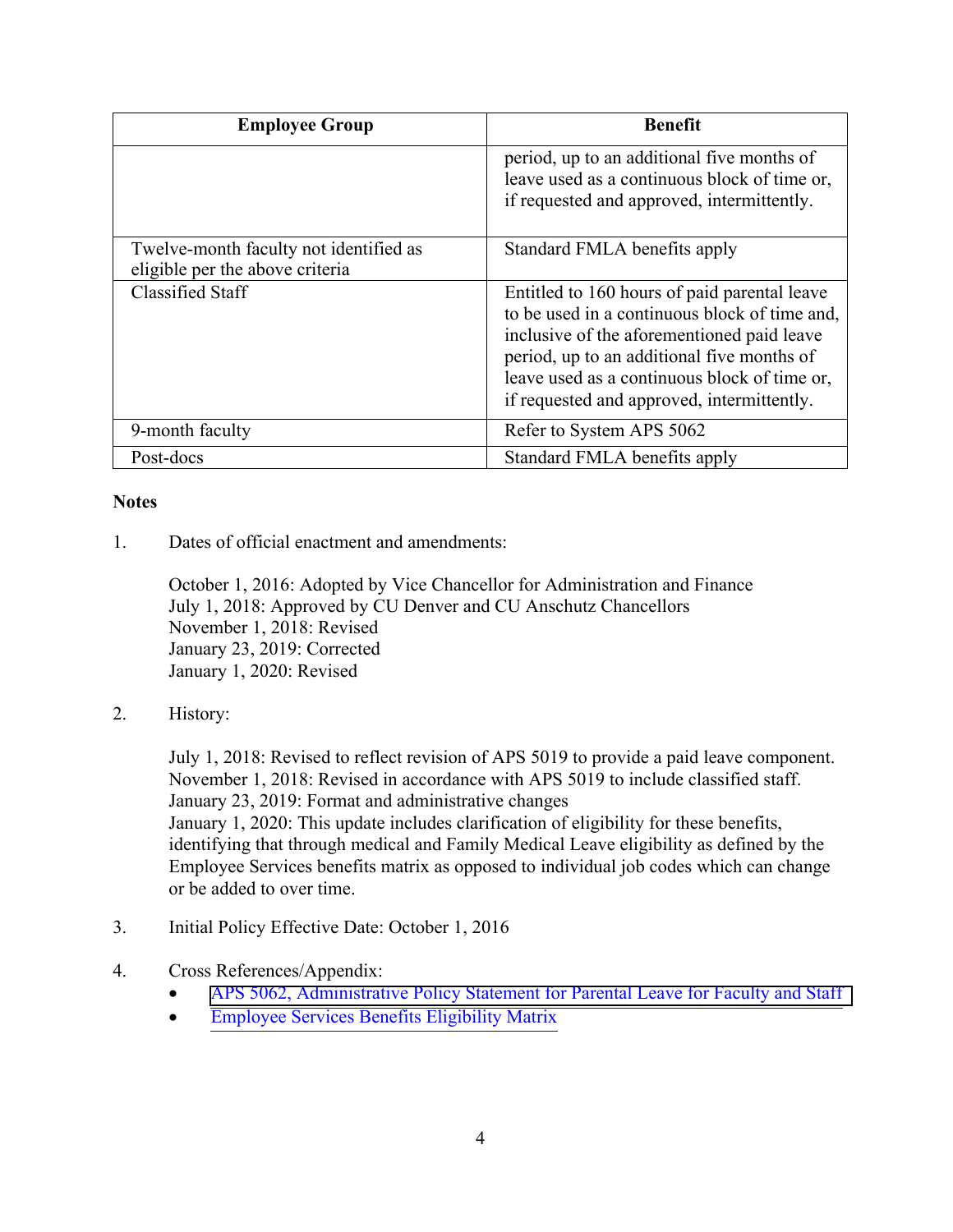| Employee Group | Benefit |
| --- | --- |
| | period, up to an additional five months of leave used as a continuous block of time or, if requested and approved, intermittently. |
| Twelve-month faculty not identified as eligible per the above criteria | Standard FMLA benefits apply |
| Classified Staff | Entitled to 160 hours of paid parental leave to be used in a continuous block of time and, inclusive of the aforementioned paid leave period, up to an additional five months of leave used as a continuous block of time or, if requested and approved, intermittently. |
| 9-month faculty | Refer to System APS 5062 |
| Post-docs | Standard FMLA benefits apply |

**Notes**

1. Dates of official enactment and amendments:

   October 1, 2016: Adopted by Vice Chancellor for Administration and Finance
   July 1, 2018: Approved by CU Denver and CU Anschutz Chancellors
   November 1, 2018: Revised
   January 23, 2019: Corrected
   January 1, 2020: Revised

2. History:

   July 1, 2018: Revised to reflect revision of APS 5019 to provide a paid leave component.
   November 1, 2018: Revised in accordance with APS 5019 to include classified staff.
   January 23, 2019: Format and administrative changes
   January 1, 2020: This update includes clarification of eligibility for these benefits, identifying that through medical and Family Medical Leave eligibility as defined by the Employee Services benefits matrix as opposed to individual job codes which can change or be added to over time.

3. Initial Policy Effective Date: October 1, 2016

4. Cross References/Appendix:
   - APS 5062, Administrative Policy Statement for Parental Leave for Faculty and Staff
   - Employee Services Benefits Eligibility Matrix